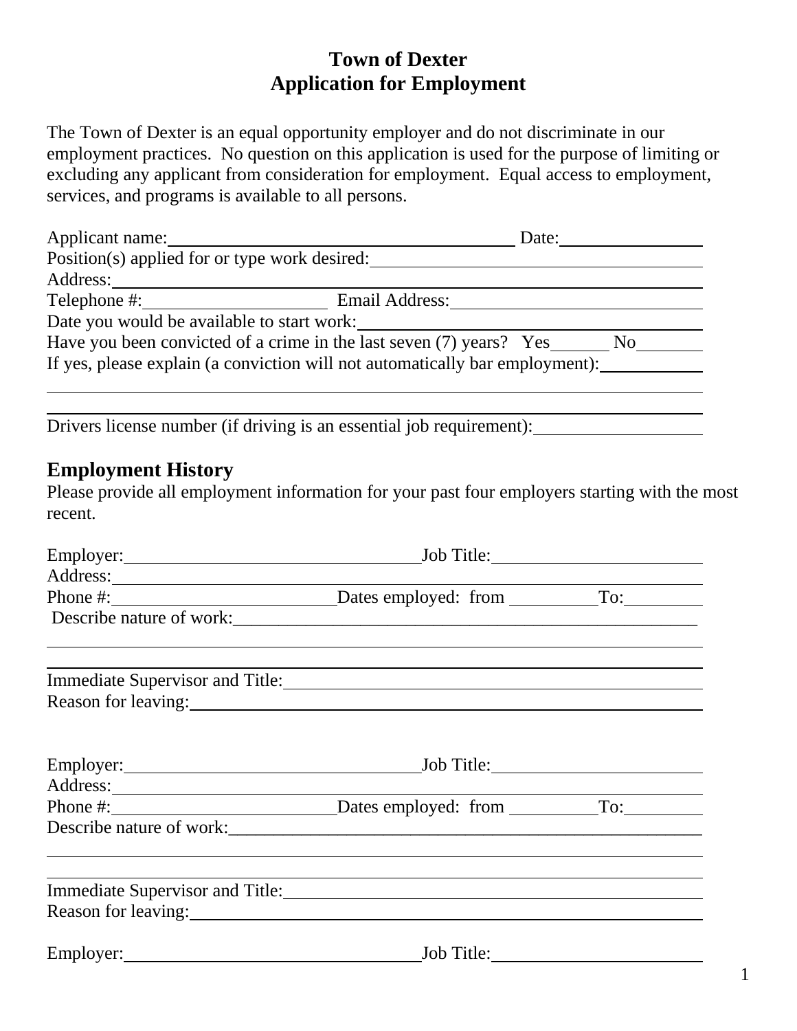# Town of Dexter
# Application for Employment

The Town of Dexter is an equal opportunity employer and do not discriminate in our employment practices. No question on this application is used for the purpose of limiting or excluding any applicant from consideration for employment. Equal access to employment, services, and programs is available to all persons.

Applicant name:_________________________________________ Date:_______________

Position(s) applied for or type work desired:_____________________________________

Address:____________________________________________________________________

Telephone #:_____________________ Email Address:____________________________

Date you would be available to start work:_____________________________________

Have you been convicted of a crime in the last seven (7) years? Yes_______ No________

If yes, please explain (a conviction will not automatically bar employment):___________

_____________________________________________________________________________

_____________________________________________________________________________

Drivers license number (if driving is an essential job requirement):__________________

## Employment History

Please provide all employment information for your past four employers starting with the most recent.

Employer:__________________________________Job Title:________________________

Address:____________________________________________________________________

Phone #:_________________________Dates employed: from __________To:_________

Describe nature of work:_______________________________________________________

_____________________________________________________________________________

_____________________________________________________________________________

Immediate Supervisor and Title:________________________________________________

Reason for leaving:____________________________________________________________

Employer:__________________________________Job Title:________________________

Address:____________________________________________________________________

Phone #:_________________________Dates employed: from __________To:_________

Describe nature of work:_______________________________________________________

_____________________________________________________________________________

_____________________________________________________________________________

Immediate Supervisor and Title:________________________________________________

Reason for leaving:____________________________________________________________

Employer:__________________________________Job Title:________________________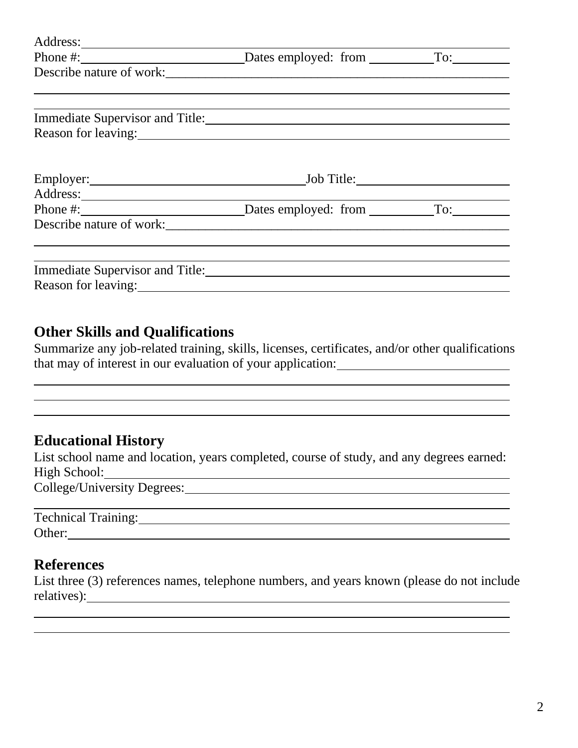Address: ______________________________________________________________

Phone #: ________________________ Dates employed: from __________ To: _________

Describe nature of work: _____________________________________________________

______________________________________________________________________

______________________________________________________________________

Immediate Supervisor and Title: _______________________________________________

Reason for leaving: _________________________________________________________

Employer: ________________________________ Job Title: _______________________

Address: ______________________________________________________________

Phone #: ________________________ Dates employed: from __________ To: _________

Describe nature of work: _____________________________________________________

______________________________________________________________________

______________________________________________________________________

Immediate Supervisor and Title: _______________________________________________

Reason for leaving: _________________________________________________________

## Other Skills and Qualifications

Summarize any job-related training, skills, licenses, certificates, and/or other qualifications that may of interest in our evaluation of your application: ___________________________

______________________________________________________________________

______________________________________________________________________

______________________________________________________________________

## Educational History

List school name and location, years completed, course of study, and any degrees earned:

High School: _______________________________________________________________

College/University Degrees: __________________________________________________

______________________________________________________________________

Technical Training: __________________________________________________________

Other: _____________________________________________________________________

## References

List three (3) references names, telephone numbers, and years known (please do not include relatives): ___________________________________________________________________

______________________________________________________________________

______________________________________________________________________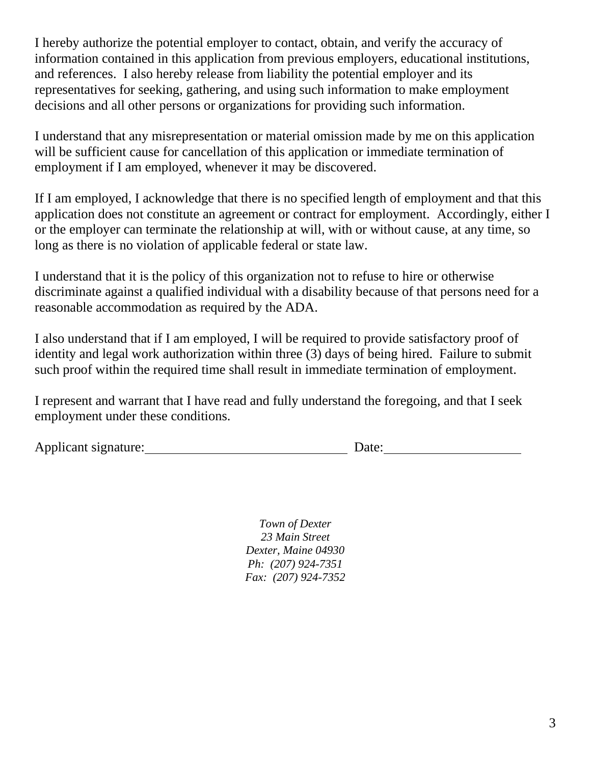I hereby authorize the potential employer to contact, obtain, and verify the accuracy of information contained in this application from previous employers, educational institutions, and references. I also hereby release from liability the potential employer and its representatives for seeking, gathering, and using such information to make employment decisions and all other persons or organizations for providing such information.

I understand that any misrepresentation or material omission made by me on this application will be sufficient cause for cancellation of this application or immediate termination of employment if I am employed, whenever it may be discovered.

If I am employed, I acknowledge that there is no specified length of employment and that this application does not constitute an agreement or contract for employment. Accordingly, either I or the employer can terminate the relationship at will, with or without cause, at any time, so long as there is no violation of applicable federal or state law.

I understand that it is the policy of this organization not to refuse to hire or otherwise discriminate against a qualified individual with a disability because of that persons need for a reasonable accommodation as required by the ADA.

I also understand that if I am employed, I will be required to provide satisfactory proof of identity and legal work authorization within three (3) days of being hired. Failure to submit such proof within the required time shall result in immediate termination of employment.

I represent and warrant that I have read and fully understand the foregoing, and that I seek employment under these conditions.

Applicant signature:\_\_\_\_\_\_\_\_\_\_\_\_\_\_\_\_\_\_\_\_\_\_\_\_\_\_\_\_\_\_ Date:\_\_\_\_\_\_\_\_\_\_\_\_\_\_\_\_\_\_\_\_

*Town of Dexter*
*23 Main Street*
*Dexter, Maine 04930*
*Ph: (207) 924-7351*
*Fax: (207) 924-7352*